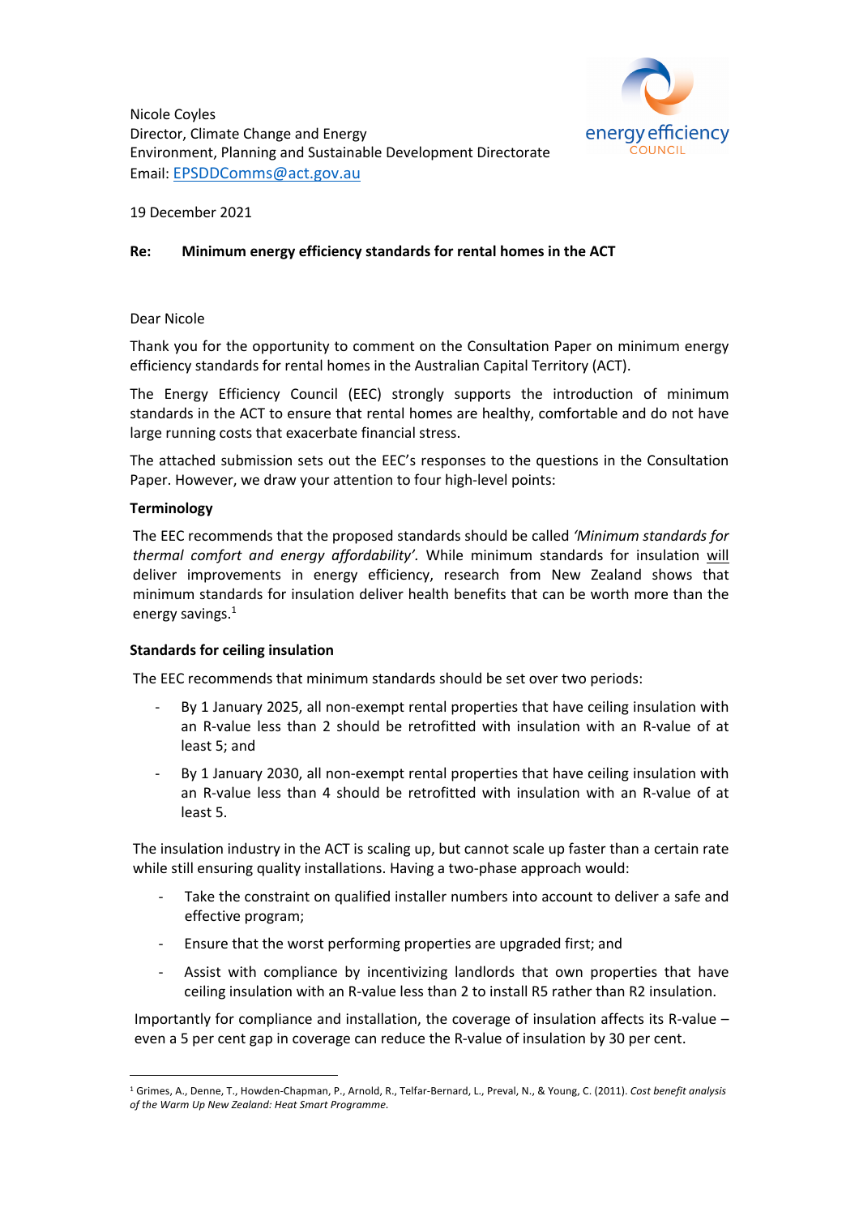Nicole Coyles
Director, Climate Change and Energy
Environment, Planning and Sustainable Development Directorate
Email: [EPSDDComms@act.gov.au](mailto:EPSDDComms@act.gov.au)

19 December 2021

**Re: Minimum energy efficiency standards for rental homes in the ACT**

Dear Nicole

Thank you for the opportunity to comment on the Consultation Paper on minimum energy efficiency standards for rental homes in the Australian Capital Territory (ACT).

The Energy Efficiency Council (EEC) strongly supports the introduction of minimum standards in the ACT to ensure that rental homes are healthy, comfortable and do not have large running costs that exacerbate financial stress.

The attached submission sets out the EEC's responses to the questions in the Consultation Paper. However, we draw your attention to four high-level points:

**Terminology**

The EEC recommends that the proposed standards should be called *'Minimum standards for thermal comfort and energy affordability'*. While minimum standards for insulation will deliver improvements in energy efficiency, research from New Zealand shows that minimum standards for insulation deliver health benefits that can be worth more than the energy savings.[1]

**Standards for ceiling insulation**

The EEC recommends that minimum standards should be set over two periods:

- By 1 January 2025, all non-exempt rental properties that have ceiling insulation with an R-value less than 2 should be retrofitted with insulation with an R-value of at least 5; and
- By 1 January 2030, all non-exempt rental properties that have ceiling insulation with an R-value less than 4 should be retrofitted with insulation with an R-value of at least 5.

The insulation industry in the ACT is scaling up, but cannot scale up faster than a certain rate while still ensuring quality installations. Having a two-phase approach would:

- Take the constraint on qualified installer numbers into account to deliver a safe and effective program;
- Ensure that the worst performing properties are upgraded first; and
- Assist with compliance by incentivizing landlords that own properties that have ceiling insulation with an R-value less than 2 to install R5 rather than R2 insulation.

Importantly for compliance and installation, the coverage of insulation affects its R-value – even a 5 per cent gap in coverage can reduce the R-value of insulation by 30 per cent.

---

[1] Grimes, A., Denne, T., Howden-Chapman, P., Arnold, R., Telfar-Bernard, L., Preval, N., & Young, C. (2011). *Cost benefit analysis of the Warm Up New Zealand: Heat Smart Programme.*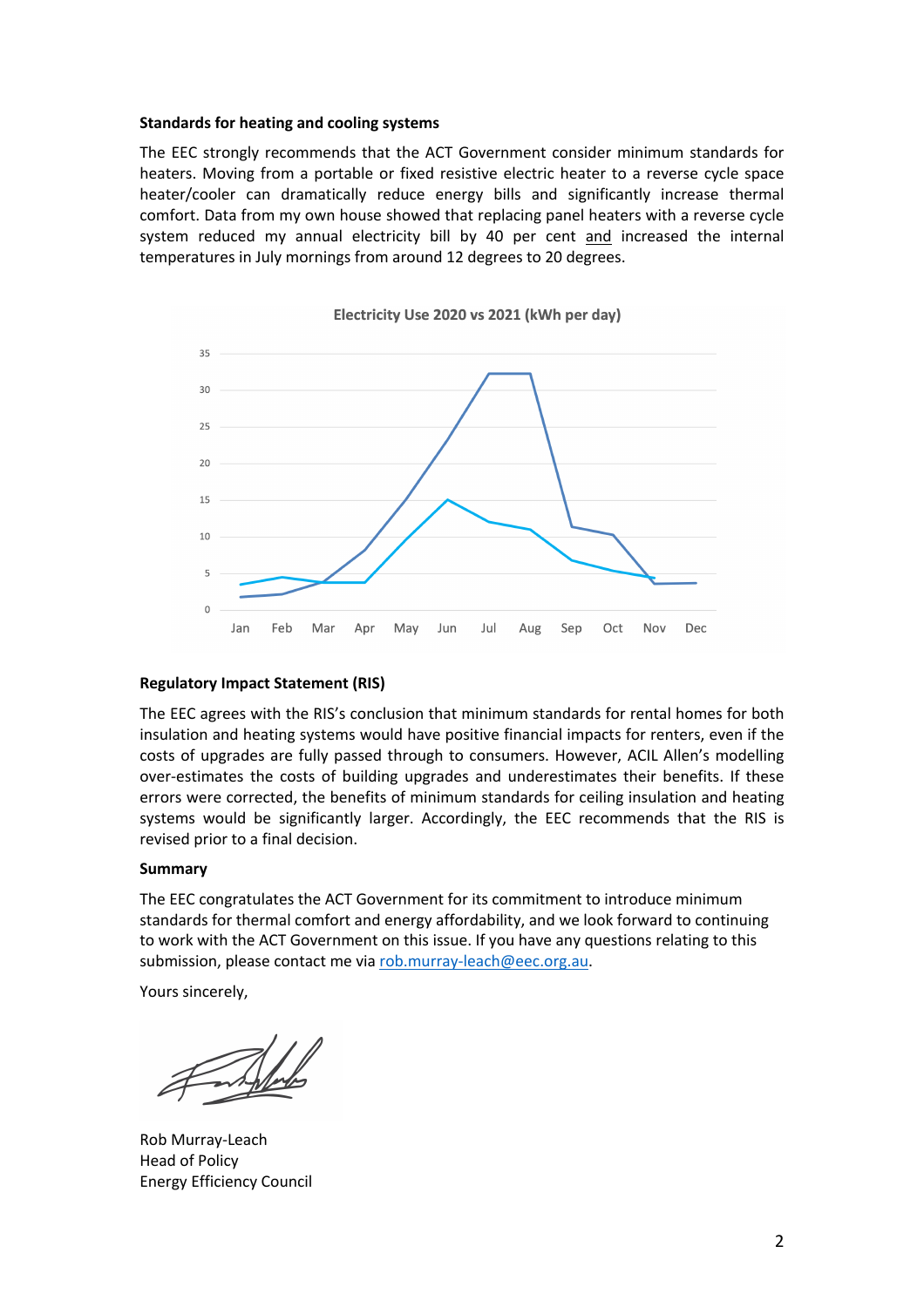**Standards for heating and cooling systems**

The EEC strongly recommends that the ACT Government consider minimum standards for heaters. Moving from a portable or fixed resistive electric heater to a reverse cycle space heater/cooler can dramatically reduce energy bills and significantly increase thermal comfort. Data from my own house showed that replacing panel heaters with a reverse cycle system reduced my annual electricity bill by 40 per cent and increased the internal temperatures in July mornings from around 12 degrees to 20 degrees.

Electricity Use 2020 vs 2021 (kWh per day)

**Regulatory Impact Statement (RIS)**

The EEC agrees with the RIS's conclusion that minimum standards for rental homes for both insulation and heating systems would have positive financial impacts for renters, even if the costs of upgrades are fully passed through to consumers. However, ACIL Allen's modelling over-estimates the costs of building upgrades and underestimates their benefits. If these errors were corrected, the benefits of minimum standards for ceiling insulation and heating systems would be significantly larger. Accordingly, the EEC recommends that the RIS is revised prior to a final decision.

**Summary**

The EEC congratulates the ACT Government for its commitment to introduce minimum standards for thermal comfort and energy affordability, and we look forward to continuing to work with the ACT Government on this issue. If you have any questions relating to this submission, please contact me via rob.murray-leach@eec.org.au.

Yours sincerely,

Rob Murray-Leach
Head of Policy
Energy Efficiency Council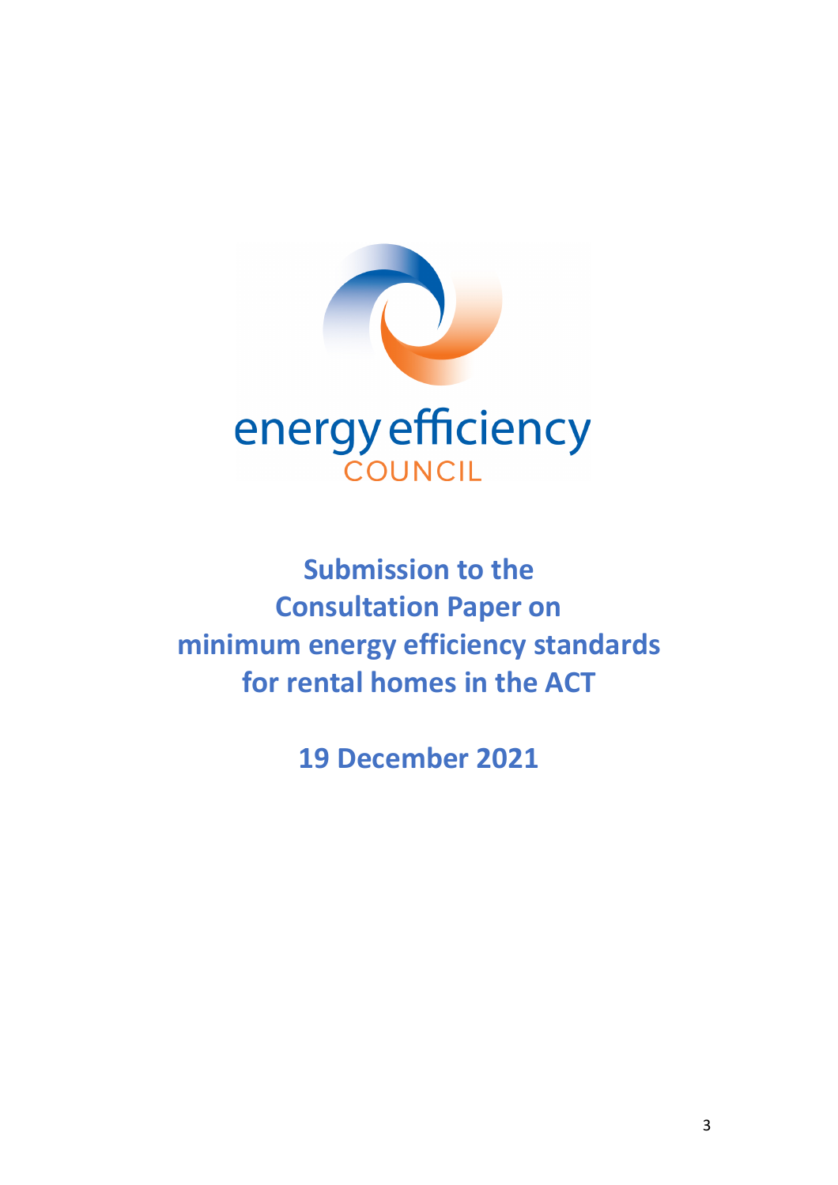energy efficiency
COUNCIL

# Submission to the Consultation Paper on minimum energy efficiency standards for rental homes in the ACT

**19 December 2021**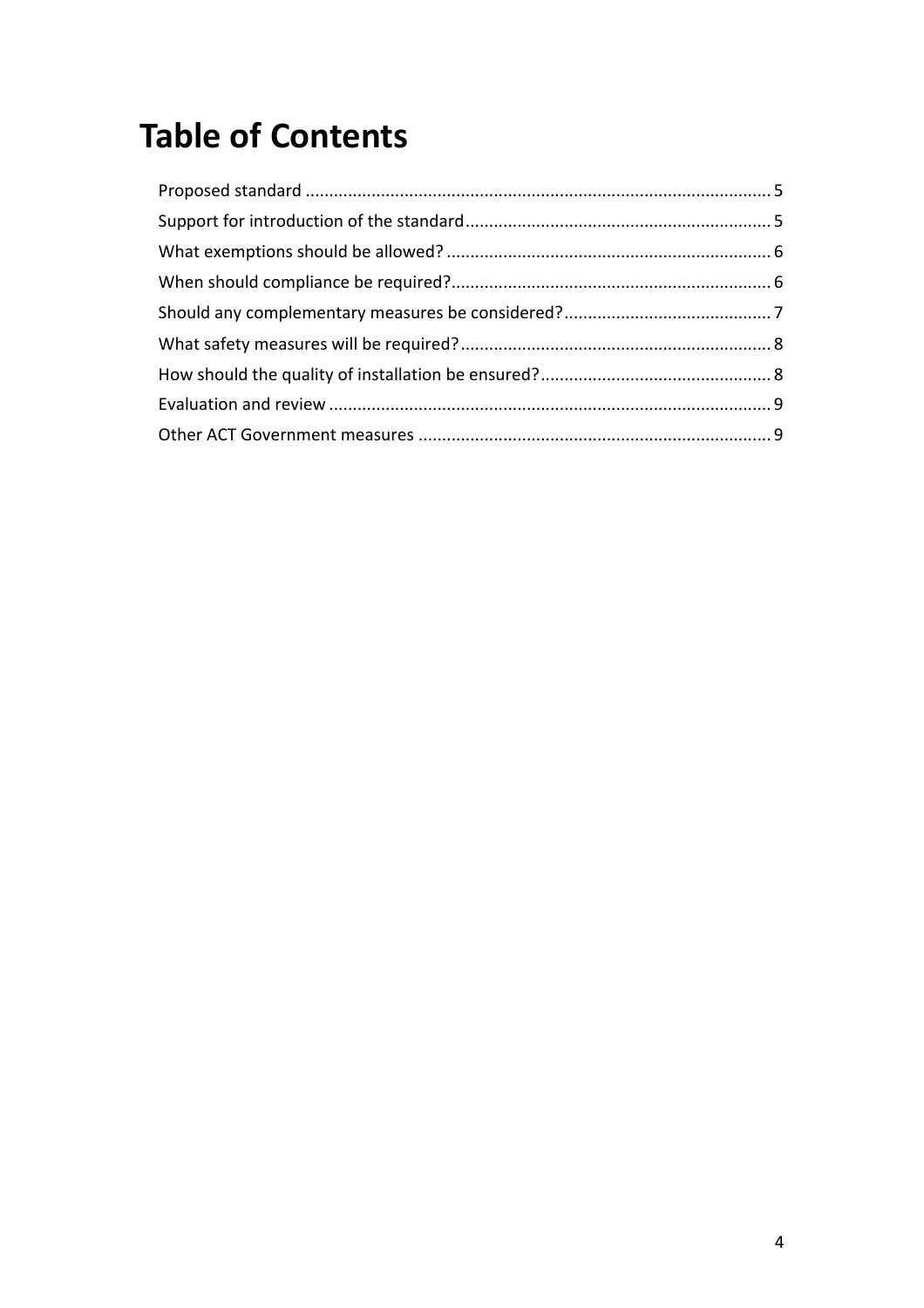# Table of Contents

Proposed standard .................................................................................................. 5

Support for introduction of the standard ................................................................ 5

What exemptions should be allowed? .................................................................... 6

When should compliance be required? ................................................................... 6

Should any complementary measures be considered? ............................................ 7

What safety measures will be required? ................................................................. 8

How should the quality of installation be ensured? ................................................. 8

Evaluation and review ............................................................................................. 9

Other ACT Government measures .......................................................................... 9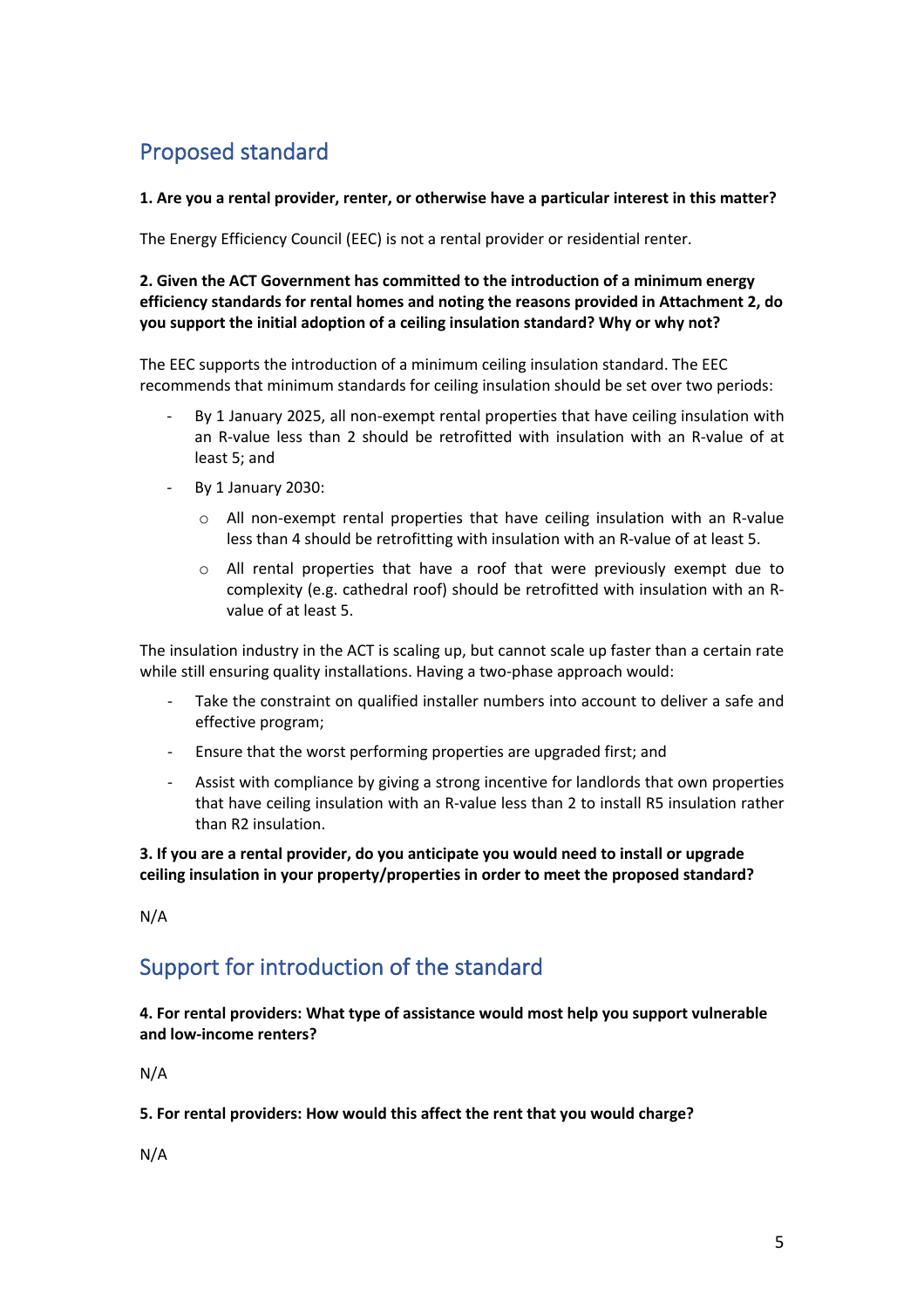## Proposed standard

**1. Are you a rental provider, renter, or otherwise have a particular interest in this matter?**

The Energy Efficiency Council (EEC) is not a rental provider or residential renter.

**2. Given the ACT Government has committed to the introduction of a minimum energy efficiency standards for rental homes and noting the reasons provided in Attachment 2, do you support the initial adoption of a ceiling insulation standard? Why or why not?**

The EEC supports the introduction of a minimum ceiling insulation standard. The EEC recommends that minimum standards for ceiling insulation should be set over two periods:

- By 1 January 2025, all non-exempt rental properties that have ceiling insulation with an R-value less than 2 should be retrofitted with insulation with an R-value of at least 5; and
- By 1 January 2030:
  - All non-exempt rental properties that have ceiling insulation with an R-value less than 4 should be retrofitting with insulation with an R-value of at least 5.
  - All rental properties that have a roof that were previously exempt due to complexity (e.g. cathedral roof) should be retrofitted with insulation with an R-value of at least 5.

The insulation industry in the ACT is scaling up, but cannot scale up faster than a certain rate while still ensuring quality installations. Having a two-phase approach would:

- Take the constraint on qualified installer numbers into account to deliver a safe and effective program;
- Ensure that the worst performing properties are upgraded first; and
- Assist with compliance by giving a strong incentive for landlords that own properties that have ceiling insulation with an R-value less than 2 to install R5 insulation rather than R2 insulation.

**3. If you are a rental provider, do you anticipate you would need to install or upgrade ceiling insulation in your property/properties in order to meet the proposed standard?**

N/A

## Support for introduction of the standard

**4. For rental providers: What type of assistance would most help you support vulnerable and low-income renters?**

N/A

**5. For rental providers: How would this affect the rent that you would charge?**

N/A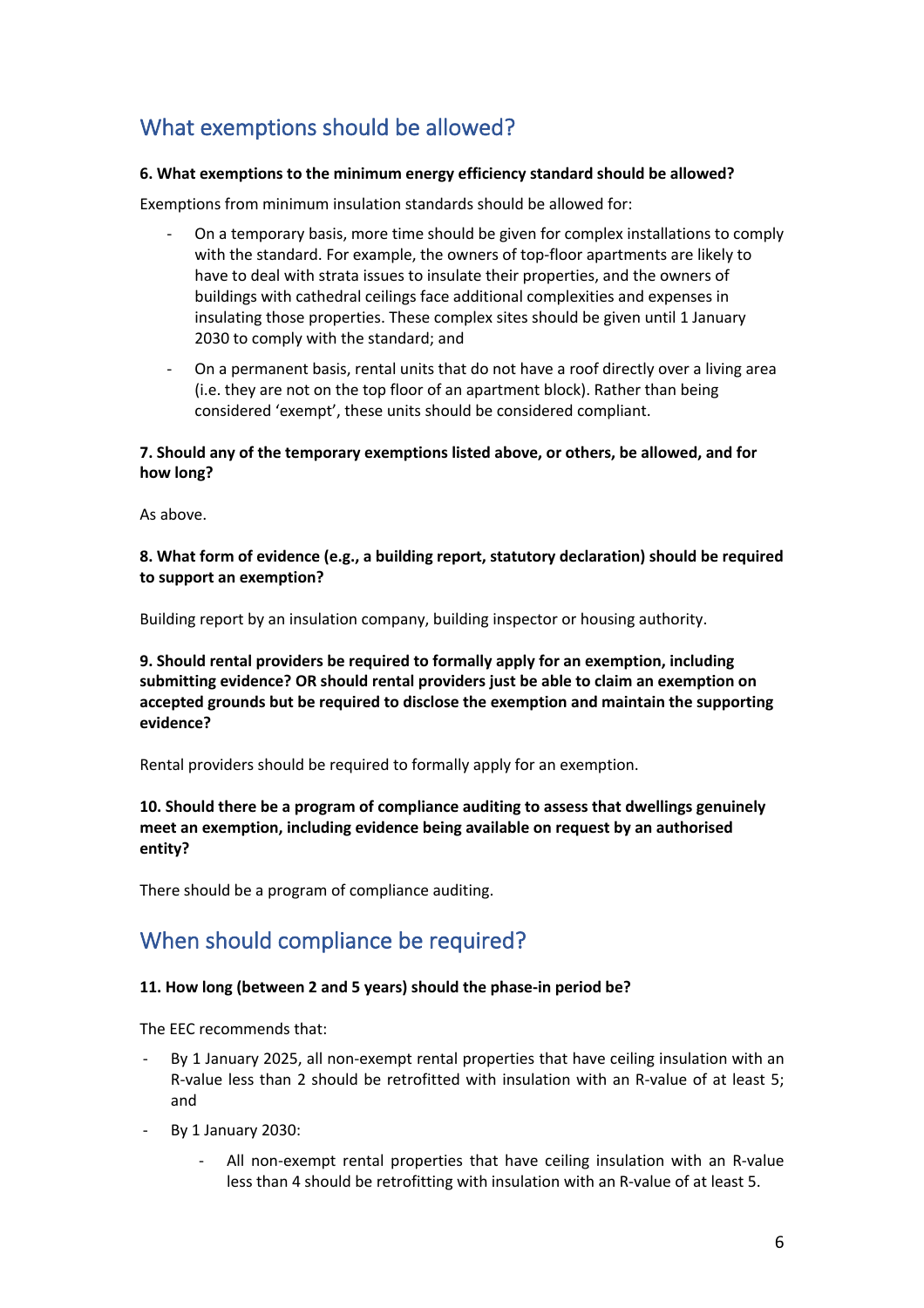## What exemptions should be allowed?

**6. What exemptions to the minimum energy efficiency standard should be allowed?**

Exemptions from minimum insulation standards should be allowed for:

- On a temporary basis, more time should be given for complex installations to comply with the standard. For example, the owners of top-floor apartments are likely to have to deal with strata issues to insulate their properties, and the owners of buildings with cathedral ceilings face additional complexities and expenses in insulating those properties. These complex sites should be given until 1 January 2030 to comply with the standard; and
- On a permanent basis, rental units that do not have a roof directly over a living area (i.e. they are not on the top floor of an apartment block). Rather than being considered 'exempt', these units should be considered compliant.

**7. Should any of the temporary exemptions listed above, or others, be allowed, and for how long?**

As above.

**8. What form of evidence (e.g., a building report, statutory declaration) should be required to support an exemption?**

Building report by an insulation company, building inspector or housing authority.

**9. Should rental providers be required to formally apply for an exemption, including submitting evidence? OR should rental providers just be able to claim an exemption on accepted grounds but be required to disclose the exemption and maintain the supporting evidence?**

Rental providers should be required to formally apply for an exemption.

**10. Should there be a program of compliance auditing to assess that dwellings genuinely meet an exemption, including evidence being available on request by an authorised entity?**

There should be a program of compliance auditing.

## When should compliance be required?

**11. How long (between 2 and 5 years) should the phase-in period be?**

The EEC recommends that:

- By 1 January 2025, all non-exempt rental properties that have ceiling insulation with an R-value less than 2 should be retrofitted with insulation with an R-value of at least 5; and
- By 1 January 2030:
  - All non-exempt rental properties that have ceiling insulation with an R-value less than 4 should be retrofitting with insulation with an R-value of at least 5.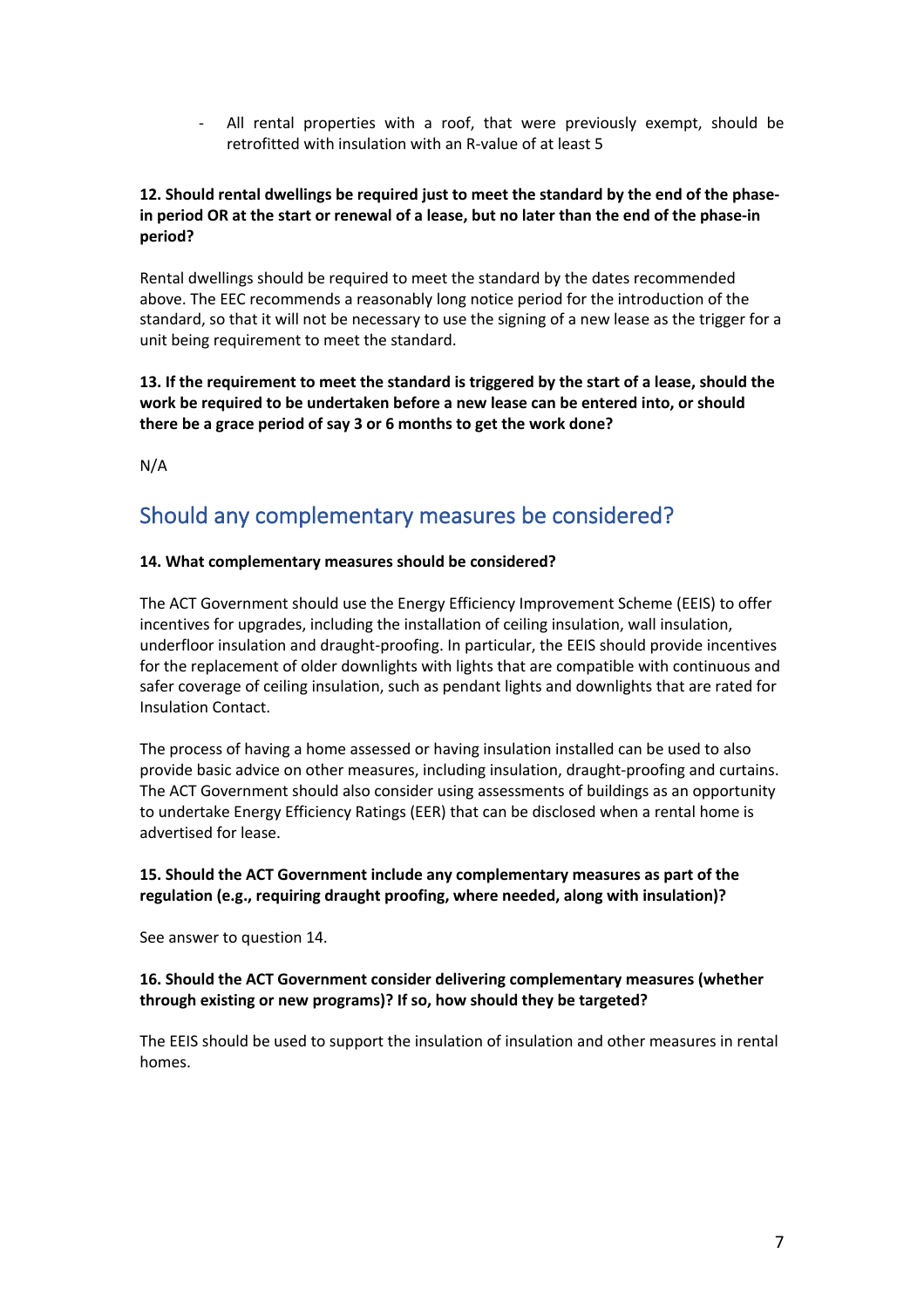- All rental properties with a roof, that were previously exempt, should be retrofitted with insulation with an R-value of at least 5

**12. Should rental dwellings be required just to meet the standard by the end of the phase-in period OR at the start or renewal of a lease, but no later than the end of the phase-in period?**

Rental dwellings should be required to meet the standard by the dates recommended above. The EEC recommends a reasonably long notice period for the introduction of the standard, so that it will not be necessary to use the signing of a new lease as the trigger for a unit being requirement to meet the standard.

**13. If the requirement to meet the standard is triggered by the start of a lease, should the work be required to be undertaken before a new lease can be entered into, or should there be a grace period of say 3 or 6 months to get the work done?**

N/A

## Should any complementary measures be considered?

**14. What complementary measures should be considered?**

The ACT Government should use the Energy Efficiency Improvement Scheme (EEIS) to offer incentives for upgrades, including the installation of ceiling insulation, wall insulation, underfloor insulation and draught-proofing. In particular, the EEIS should provide incentives for the replacement of older downlights with lights that are compatible with continuous and safer coverage of ceiling insulation, such as pendant lights and downlights that are rated for Insulation Contact.

The process of having a home assessed or having insulation installed can be used to also provide basic advice on other measures, including insulation, draught-proofing and curtains. The ACT Government should also consider using assessments of buildings as an opportunity to undertake Energy Efficiency Ratings (EER) that can be disclosed when a rental home is advertised for lease.

**15. Should the ACT Government include any complementary measures as part of the regulation (e.g., requiring draught proofing, where needed, along with insulation)?**

See answer to question 14.

**16. Should the ACT Government consider delivering complementary measures (whether through existing or new programs)? If so, how should they be targeted?**

The EEIS should be used to support the insulation of insulation and other measures in rental homes.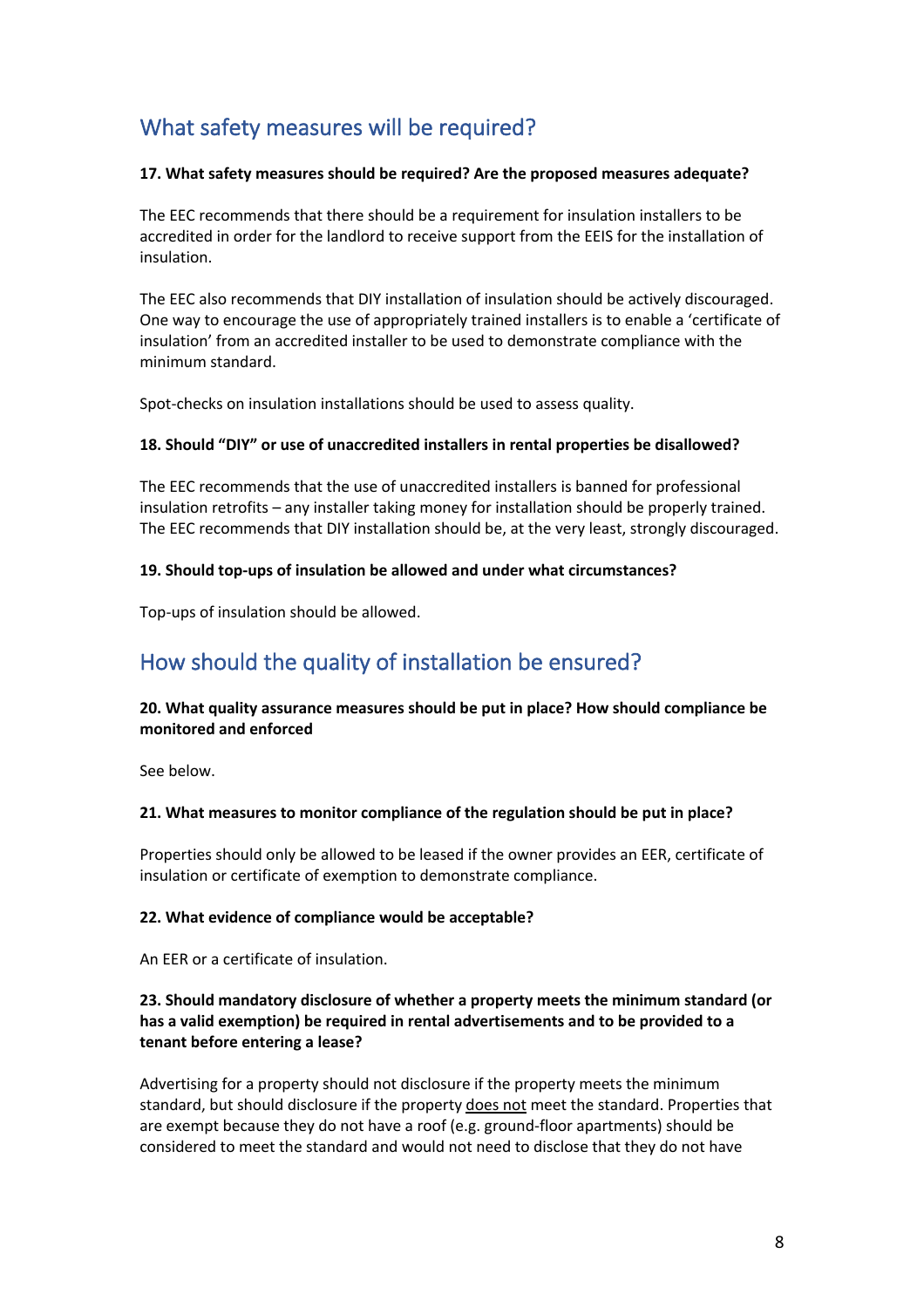## What safety measures will be required?

**17. What safety measures should be required? Are the proposed measures adequate?**

The EEC recommends that there should be a requirement for insulation installers to be accredited in order for the landlord to receive support from the EEIS for the installation of insulation.

The EEC also recommends that DIY installation of insulation should be actively discouraged. One way to encourage the use of appropriately trained installers is to enable a 'certificate of insulation' from an accredited installer to be used to demonstrate compliance with the minimum standard.

Spot-checks on insulation installations should be used to assess quality.

**18. Should "DIY" or use of unaccredited installers in rental properties be disallowed?**

The EEC recommends that the use of unaccredited installers is banned for professional insulation retrofits – any installer taking money for installation should be properly trained. The EEC recommends that DIY installation should be, at the very least, strongly discouraged.

**19. Should top-ups of insulation be allowed and under what circumstances?**

Top-ups of insulation should be allowed.

## How should the quality of installation be ensured?

**20. What quality assurance measures should be put in place? How should compliance be monitored and enforced**

See below.

**21. What measures to monitor compliance of the regulation should be put in place?**

Properties should only be allowed to be leased if the owner provides an EER, certificate of insulation or certificate of exemption to demonstrate compliance.

**22. What evidence of compliance would be acceptable?**

An EER or a certificate of insulation.

**23. Should mandatory disclosure of whether a property meets the minimum standard (or has a valid exemption) be required in rental advertisements and to be provided to a tenant before entering a lease?**

Advertising for a property should not disclosure if the property meets the minimum standard, but should disclosure if the property <u>does not</u> meet the standard. Properties that are exempt because they do not have a roof (e.g. ground-floor apartments) should be considered to meet the standard and would not need to disclose that they do not have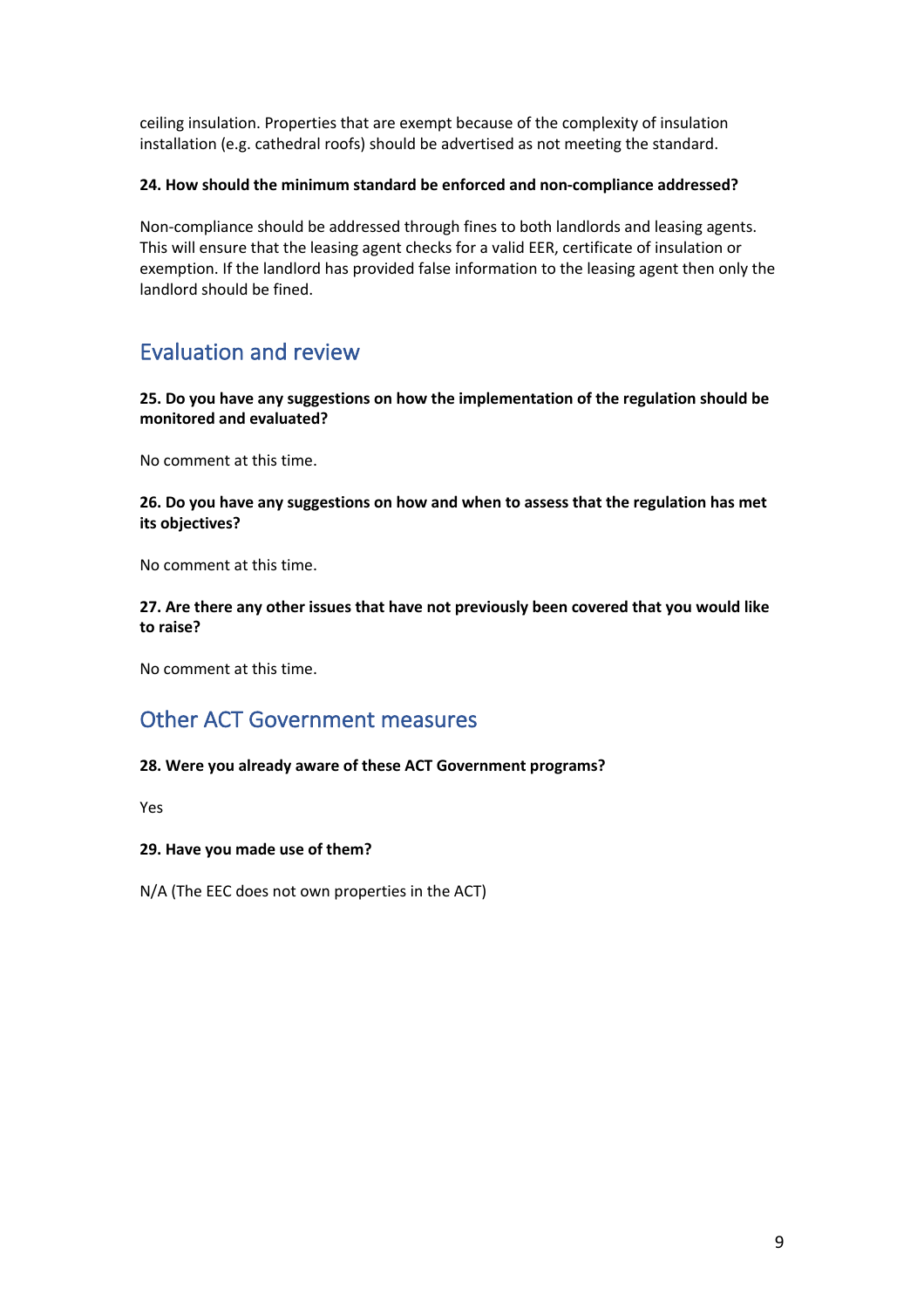ceiling insulation. Properties that are exempt because of the complexity of insulation installation (e.g. cathedral roofs) should be advertised as not meeting the standard.

**24. How should the minimum standard be enforced and non-compliance addressed?**

Non-compliance should be addressed through fines to both landlords and leasing agents. This will ensure that the leasing agent checks for a valid EER, certificate of insulation or exemption. If the landlord has provided false information to the leasing agent then only the landlord should be fined.

## Evaluation and review

**25. Do you have any suggestions on how the implementation of the regulation should be monitored and evaluated?**

No comment at this time.

**26. Do you have any suggestions on how and when to assess that the regulation has met its objectives?**

No comment at this time.

**27. Are there any other issues that have not previously been covered that you would like to raise?**

No comment at this time.

## Other ACT Government measures

**28. Were you already aware of these ACT Government programs?**

Yes

**29. Have you made use of them?**

N/A (The EEC does not own properties in the ACT)